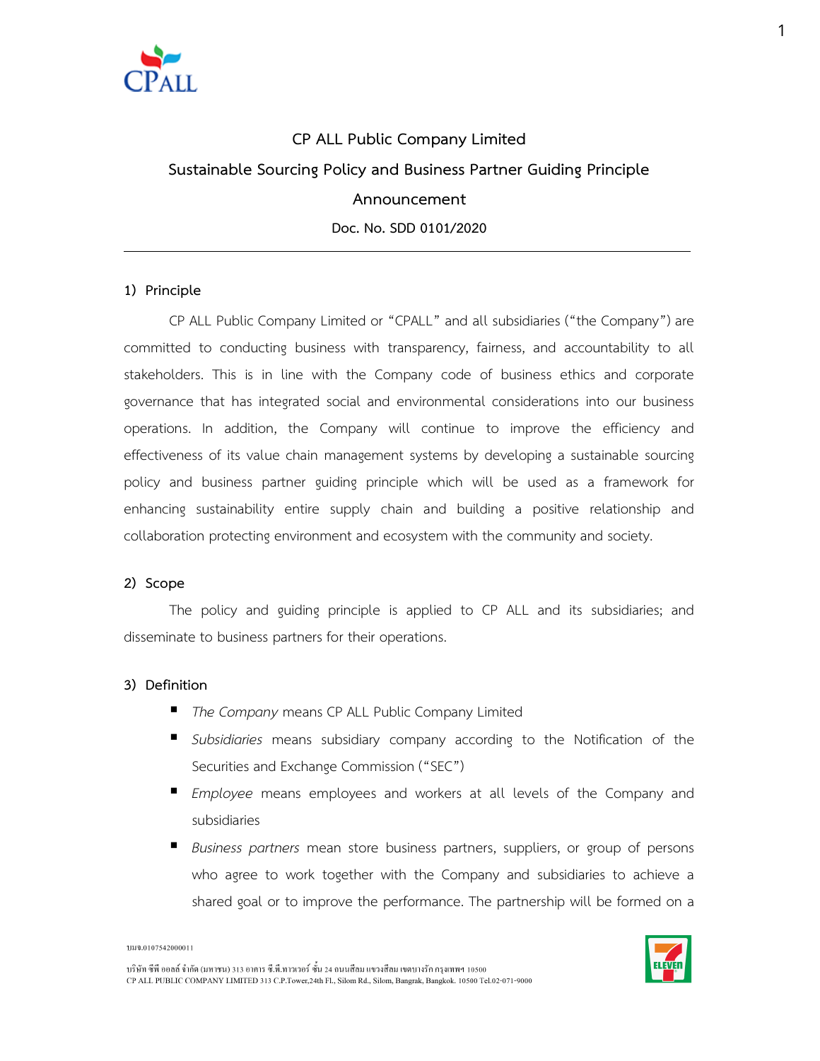# CP ALL Public Company Limited

## Sustainable Sourcing Policy and Business Partner Guiding Principle

## Announcement

**Doc. No. SDD 0101/2020**

---

### 1) Principle

CP ALL Public Company Limited or "CPALL" and all subsidiaries ("the Company") are committed to conducting business with transparency, fairness, and accountability to all stakeholders. This is in line with the Company code of business ethics and corporate governance that has integrated social and environmental considerations into our business operations. In addition, the Company will continue to improve the efficiency and effectiveness of its value chain management systems by developing a sustainable sourcing policy and business partner guiding principle which will be used as a framework for enhancing sustainability entire supply chain and building a positive relationship and collaboration protecting environment and ecosystem with the community and society.

### 2) Scope

The policy and guiding principle is applied to CP ALL and its subsidiaries; and disseminate to business partners for their operations.

### 3) Definition

- *The Company* means CP ALL Public Company Limited
- *Subsidiaries* means subsidiary company according to the Notification of the Securities and Exchange Commission ("SEC")
- *Employee* means employees and workers at all levels of the Company and subsidiaries
- *Business partners* mean store business partners, suppliers, or group of persons who agree to work together with the Company and subsidiaries to achieve a shared goal or to improve the performance. The partnership will be formed on a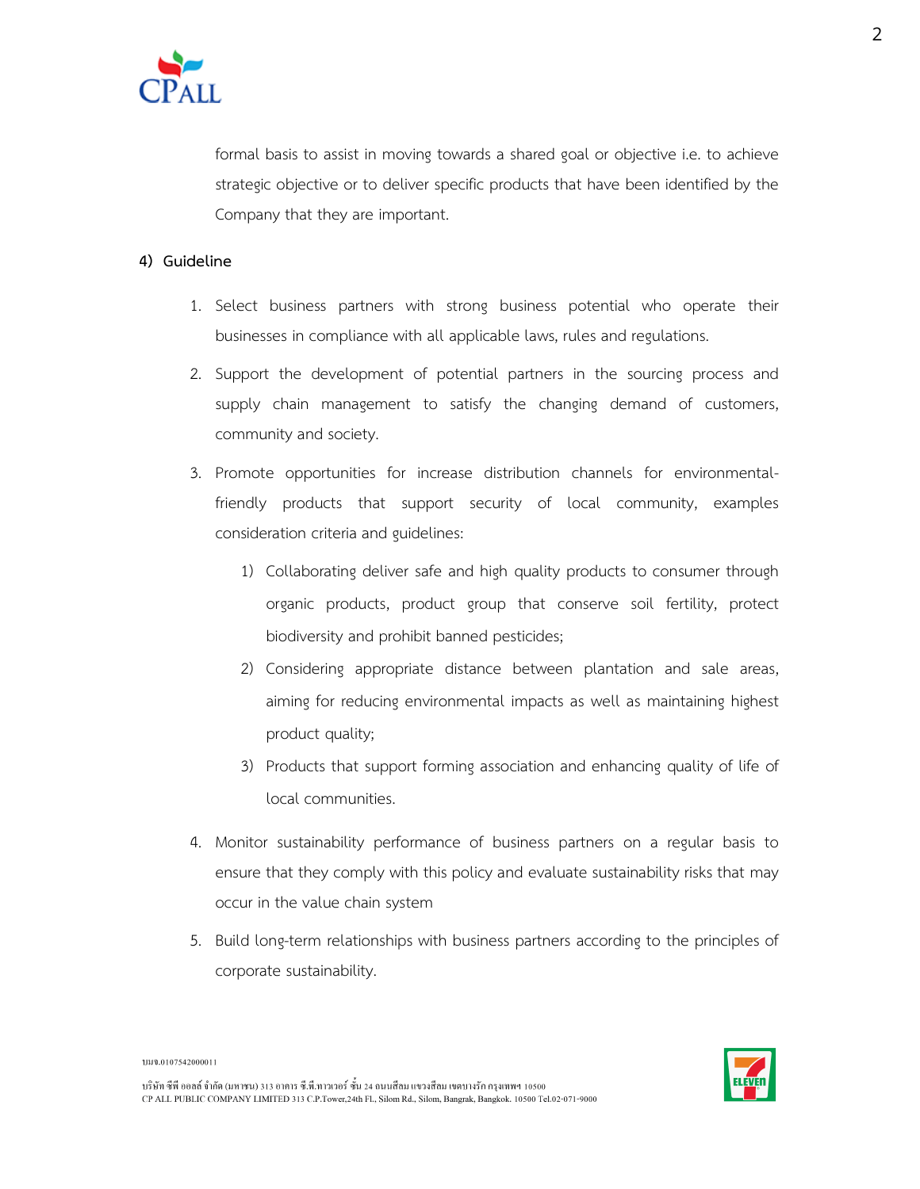formal basis to assist in moving towards a shared goal or objective i.e. to achieve strategic objective or to deliver specific products that have been identified by the Company that they are important.

**4) Guideline**

1. Select business partners with strong business potential who operate their businesses in compliance with all applicable laws, rules and regulations.
2. Support the development of potential partners in the sourcing process and supply chain management to satisfy the changing demand of customers, community and society.
3. Promote opportunities for increase distribution channels for environmental-friendly products that support security of local community, examples consideration criteria and guidelines:
    1) Collaborating deliver safe and high quality products to consumer through organic products, product group that conserve soil fertility, protect biodiversity and prohibit banned pesticides;
    2) Considering appropriate distance between plantation and sale areas, aiming for reducing environmental impacts as well as maintaining highest product quality;
    3) Products that support forming association and enhancing quality of life of local communities.
4. Monitor sustainability performance of business partners on a regular basis to ensure that they comply with this policy and evaluate sustainability risks that may occur in the value chain system
5. Build long-term relationships with business partners according to the principles of corporate sustainability.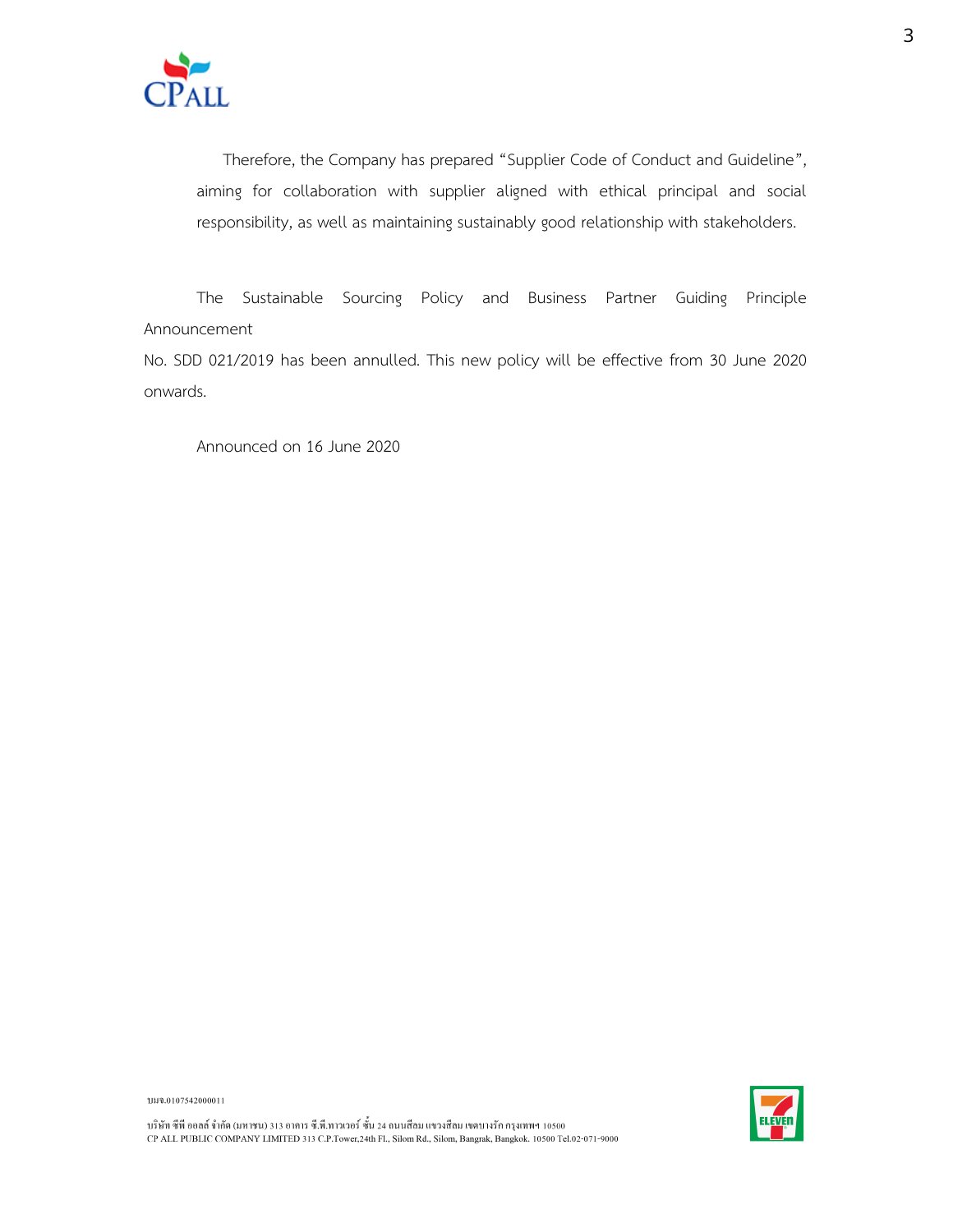Therefore, the Company has prepared "Supplier Code of Conduct and Guideline", aiming for collaboration with supplier aligned with ethical principal and social responsibility, as well as maintaining sustainably good relationship with stakeholders.

The Sustainable Sourcing Policy and Business Partner Guiding Principle Announcement
No. SDD 021/2019 has been annulled. This new policy will be effective from 30 June 2020 onwards.

Announced on 16 June 2020